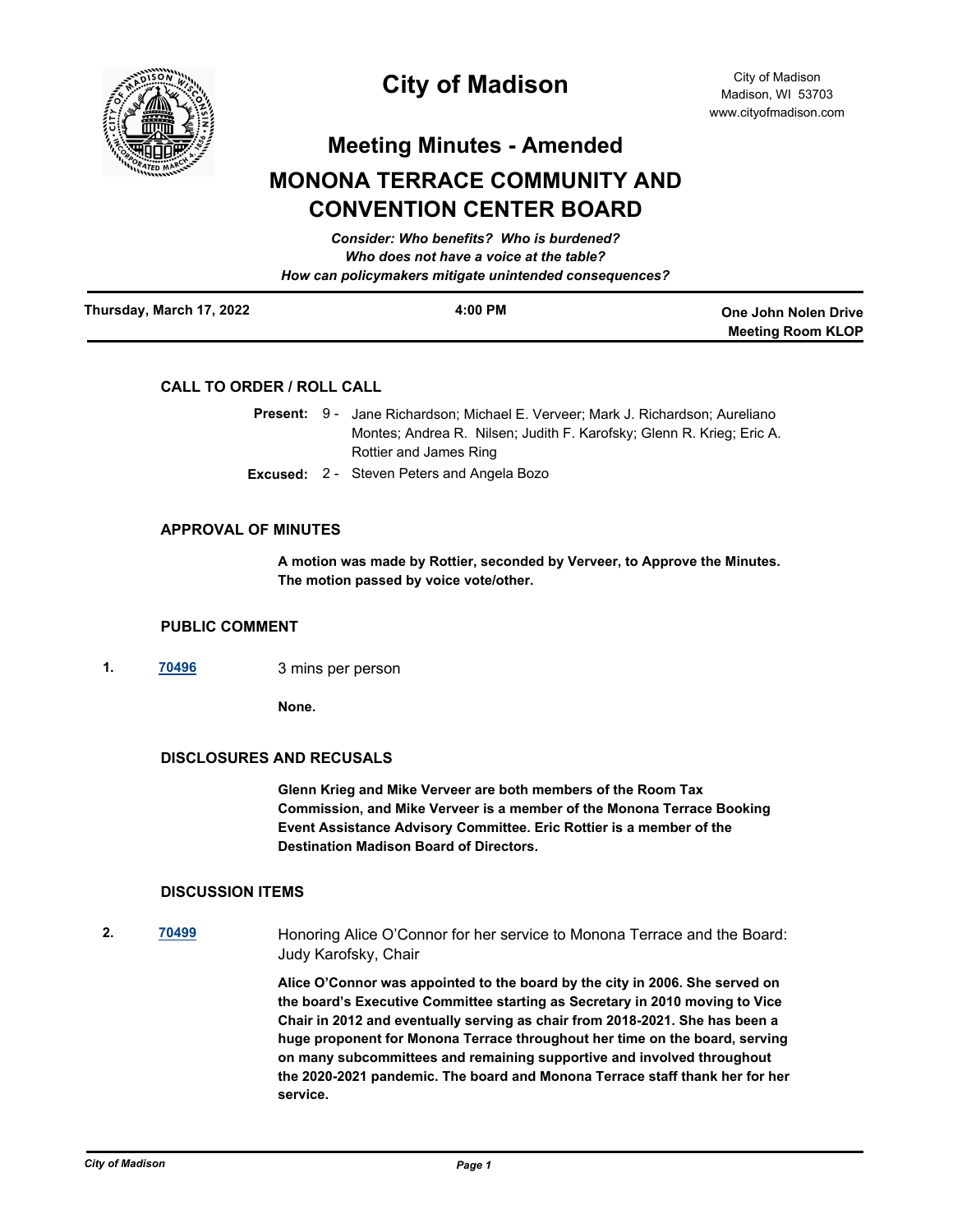# City of Madison

City of Madison
Madison, WI 53703
www.cityofmadison.com

## Meeting Minutes - Amended

# MONONA TERRACE COMMUNITY AND CONVENTION CENTER BOARD

***Consider: Who benefits? Who is burdened?***
***Who does not have a voice at the table?***
***How can policymakers mitigate unintended consequences?***

**Thursday, March 17, 2022** | **4:00 PM** | **One John Nolen Drive** **Meeting Room KLOP**

### CALL TO ORDER / ROLL CALL

**Present:** 9 - Jane Richardson; Michael E. Verveer; Mark J. Richardson; Aureliano Montes; Andrea R. Nilsen; Judith F. Karofsky; Glenn R. Krieg; Eric A. Rottier and James Ring

**Excused:** 2 - Steven Peters and Angela Bozo

### APPROVAL OF MINUTES

**A motion was made by Rottier, seconded by Verveer, to Approve the Minutes. The motion passed by voice vote/other.**

### PUBLIC COMMENT

**1.** **70496** 3 mins per person

**None.**

### DISCLOSURES AND RECUSALS

**Glenn Krieg and Mike Verveer are both members of the Room Tax Commission, and Mike Verveer is a member of the Monona Terrace Booking Event Assistance Advisory Committee. Eric Rottier is a member of the Destination Madison Board of Directors.**

### DISCUSSION ITEMS

**2.** **70499** Honoring Alice O'Connor for her service to Monona Terrace and the Board: Judy Karofsky, Chair

**Alice O'Connor was appointed to the board by the city in 2006. She served on the board's Executive Committee starting as Secretary in 2010 moving to Vice Chair in 2012 and eventually serving as chair from 2018-2021. She has been a huge proponent for Monona Terrace throughout her time on the board, serving on many subcommittees and remaining supportive and involved throughout the 2020-2021 pandemic. The board and Monona Terrace staff thank her for her service.**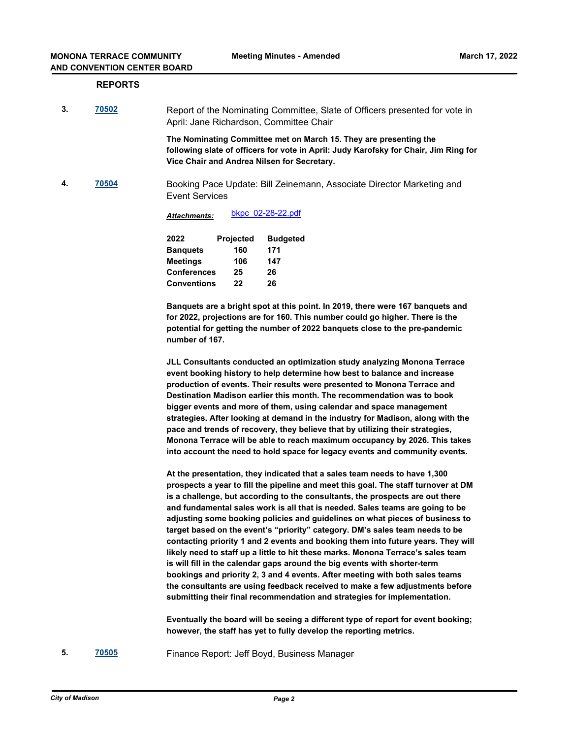## REPORTS

**3.** **70502** Report of the Nominating Committee, Slate of Officers presented for vote in April: Jane Richardson, Committee Chair

**The Nominating Committee met on March 15. They are presenting the following slate of officers for vote in April: Judy Karofsky for Chair, Jim Ring for Vice Chair and Andrea Nilsen for Secretary.**

**4.** **70504** Booking Pace Update: Bill Zeinemann, Associate Director Marketing and Event Services

***Attachments:*** bkpc_02-28-22.pdf

| **2022** | **Projected** | **Budgeted** |
|---|---|---|
| **Banquets** | **160** | **171** |
| **Meetings** | **106** | **147** |
| **Conferences** | **25** | **26** |
| **Conventions** | **22** | **26** |

**Banquets are a bright spot at this point. In 2019, there were 167 banquets and for 2022, projections are for 160. This number could go higher. There is the potential for getting the number of 2022 banquets close to the pre-pandemic number of 167.**

**JLL Consultants conducted an optimization study analyzing Monona Terrace event booking history to help determine how best to balance and increase production of events. Their results were presented to Monona Terrace and Destination Madison earlier this month. The recommendation was to book bigger events and more of them, using calendar and space management strategies. After looking at demand in the industry for Madison, along with the pace and trends of recovery, they believe that by utilizing their strategies, Monona Terrace will be able to reach maximum occupancy by 2026. This takes into account the need to hold space for legacy events and community events.**

**At the presentation, they indicated that a sales team needs to have 1,300 prospects a year to fill the pipeline and meet this goal. The staff turnover at DM is a challenge, but according to the consultants, the prospects are out there and fundamental sales work is all that is needed. Sales teams are going to be adjusting some booking policies and guidelines on what pieces of business to target based on the event's "priority" category. DM's sales team needs to be contacting priority 1 and 2 events and booking them into future years. They will likely need to staff up a little to hit these marks. Monona Terrace's sales team is will fill in the calendar gaps around the big events with shorter-term bookings and priority 2, 3 and 4 events. After meeting with both sales teams the consultants are using feedback received to make a few adjustments before submitting their final recommendation and strategies for implementation.**

**Eventually the board will be seeing a different type of report for event booking; however, the staff has yet to fully develop the reporting metrics.**

**5.** **70505** Finance Report: Jeff Boyd, Business Manager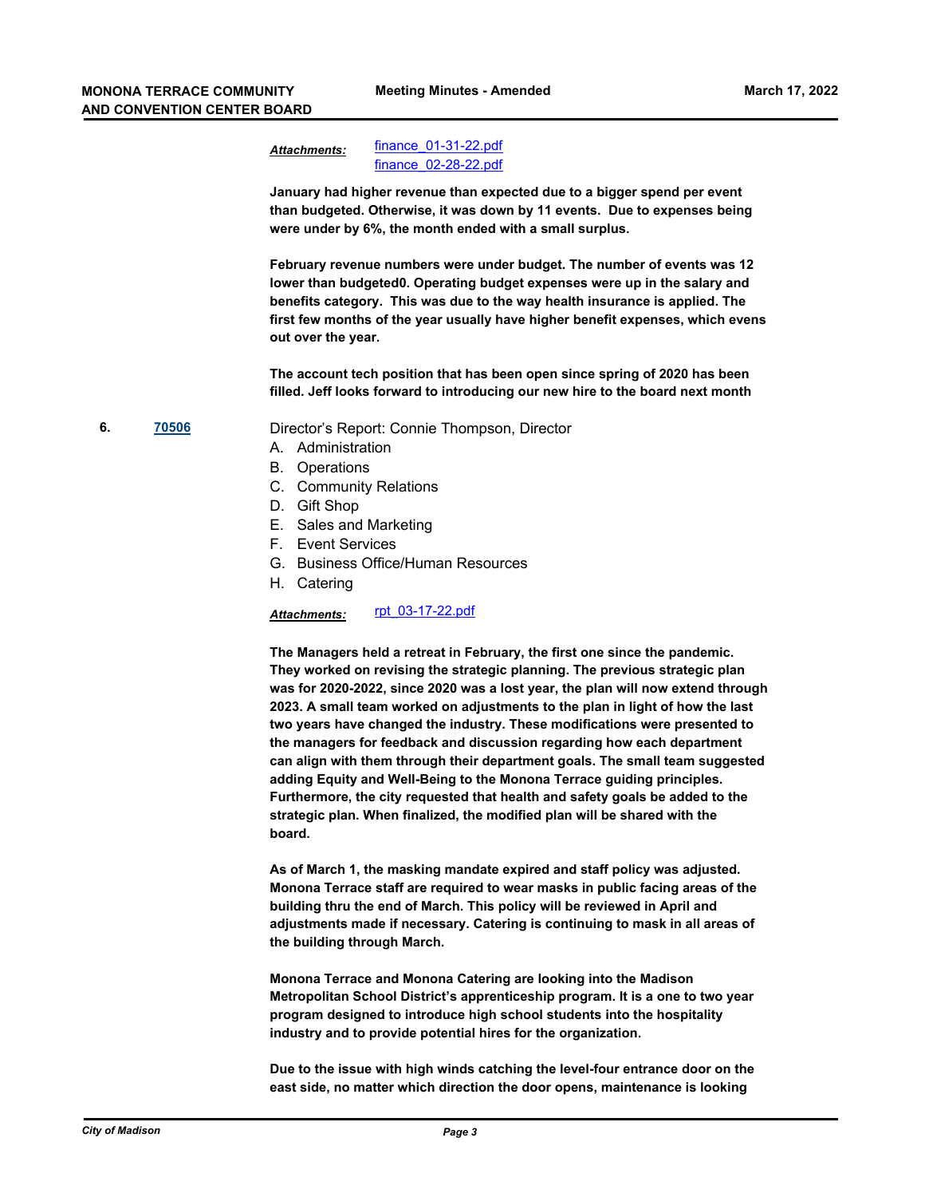*Attachments:* finance_01-31-22.pdf
finance_02-28-22.pdf

**January had higher revenue than expected due to a bigger spend per event than budgeted. Otherwise, it was down by 11 events. Due to expenses being were under by 6%, the month ended with a small surplus.**

**February revenue numbers were under budget. The number of events was 12 lower than budgeted0. Operating budget expenses were up in the salary and benefits category. This was due to the way health insurance is applied. The first few months of the year usually have higher benefit expenses, which evens out over the year.**

**The account tech position that has been open since spring of 2020 has been filled. Jeff looks forward to introducing our new hire to the board next month**

**6.** 70506 Director's Report: Connie Thompson, Director

A. Administration
B. Operations
C. Community Relations
D. Gift Shop
E. Sales and Marketing
F. Event Services
G. Business Office/Human Resources
H. Catering

*Attachments:* rpt_03-17-22.pdf

**The Managers held a retreat in February, the first one since the pandemic. They worked on revising the strategic planning. The previous strategic plan was for 2020-2022, since 2020 was a lost year, the plan will now extend through 2023. A small team worked on adjustments to the plan in light of how the last two years have changed the industry. These modifications were presented to the managers for feedback and discussion regarding how each department can align with them through their department goals. The small team suggested adding Equity and Well-Being to the Monona Terrace guiding principles. Furthermore, the city requested that health and safety goals be added to the strategic plan. When finalized, the modified plan will be shared with the board.**

**As of March 1, the masking mandate expired and staff policy was adjusted. Monona Terrace staff are required to wear masks in public facing areas of the building thru the end of March. This policy will be reviewed in April and adjustments made if necessary. Catering is continuing to mask in all areas of the building through March.**

**Monona Terrace and Monona Catering are looking into the Madison Metropolitan School District's apprenticeship program. It is a one to two year program designed to introduce high school students into the hospitality industry and to provide potential hires for the organization.**

**Due to the issue with high winds catching the level-four entrance door on the east side, no matter which direction the door opens, maintenance is looking**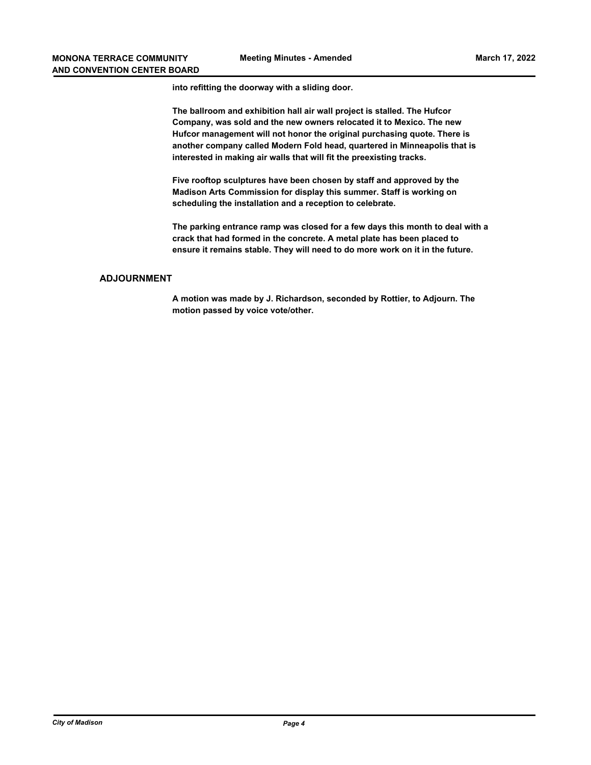**into refitting the doorway with a sliding door.**

**The ballroom and exhibition hall air wall project is stalled. The Hufcor Company, was sold and the new owners relocated it to Mexico. The new Hufcor management will not honor the original purchasing quote. There is another company called Modern Fold head, quartered in Minneapolis that is interested in making air walls that will fit the preexisting tracks.**

**Five rooftop sculptures have been chosen by staff and approved by the Madison Arts Commission for display this summer. Staff is working on scheduling the installation and a reception to celebrate.**

**The parking entrance ramp was closed for a few days this month to deal with a crack that had formed in the concrete. A metal plate has been placed to ensure it remains stable. They will need to do more work on it in the future.**

## ADJOURNMENT

**A motion was made by J. Richardson, seconded by Rottier, to Adjourn. The motion passed by voice vote/other.**